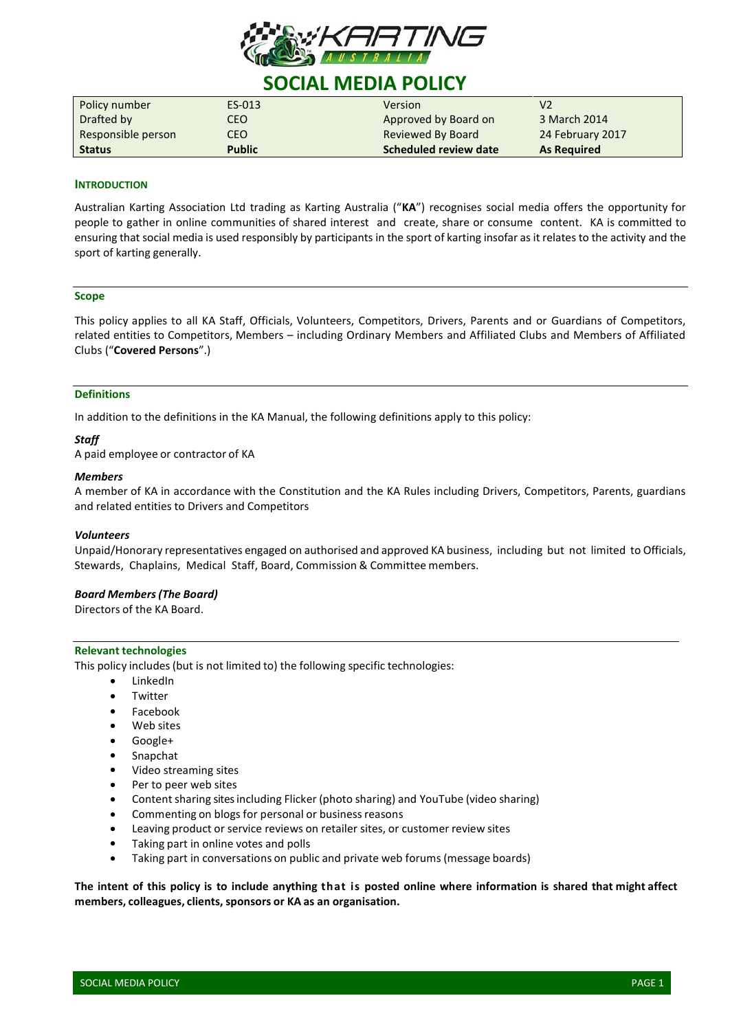# SOCIAL MEDIA POLICY

| Policy number | ES-013 | Version | V2 |
|---|---|---|---|
| Drafted by | CEO | Approved by Board on | 3 March 2014 |
| Responsible person | CEO | Reviewed By Board | 24 February 2017 |
| **Status** | **Public** | **Scheduled review date** | **As Required** |

## INTRODUCTION

Australian Karting Association Ltd trading as Karting Australia ("**KA**") recognises social media offers the opportunity for people to gather in online communities of shared interest and create, share or consume content. KA is committed to ensuring that social media is used responsibly by participants in the sport of karting insofar as it relates to the activity and the sport of karting generally.

## Scope

This policy applies to all KA Staff, Officials, Volunteers, Competitors, Drivers, Parents and or Guardians of Competitors, related entities to Competitors, Members – including Ordinary Members and Affiliated Clubs and Members of Affiliated Clubs ("**Covered Persons**".)

## Definitions

In addition to the definitions in the KA Manual, the following definitions apply to this policy:

***Staff***
A paid employee or contractor of KA

***Members***
A member of KA in accordance with the Constitution and the KA Rules including Drivers, Competitors, Parents, guardians and related entities to Drivers and Competitors

***Volunteers***
Unpaid/Honorary representatives engaged on authorised and approved KA business, including but not limited to Officials, Stewards, Chaplains, Medical Staff, Board, Commission & Committee members.

***Board Members (The Board)***
Directors of the KA Board.

## Relevant technologies

This policy includes (but is not limited to) the following specific technologies:

- LinkedIn
- Twitter
- Facebook
- Web sites
- Google+
- Snapchat
- Video streaming sites
- Per to peer web sites
- Content sharing sites including Flicker (photo sharing) and YouTube (video sharing)
- Commenting on blogs for personal or business reasons
- Leaving product or service reviews on retailer sites, or customer review sites
- Taking part in online votes and polls
- Taking part in conversations on public and private web forums (message boards)

**The intent of this policy is to include anything that is posted online where information is shared that might affect members, colleagues, clients, sponsors or KA as an organisation.**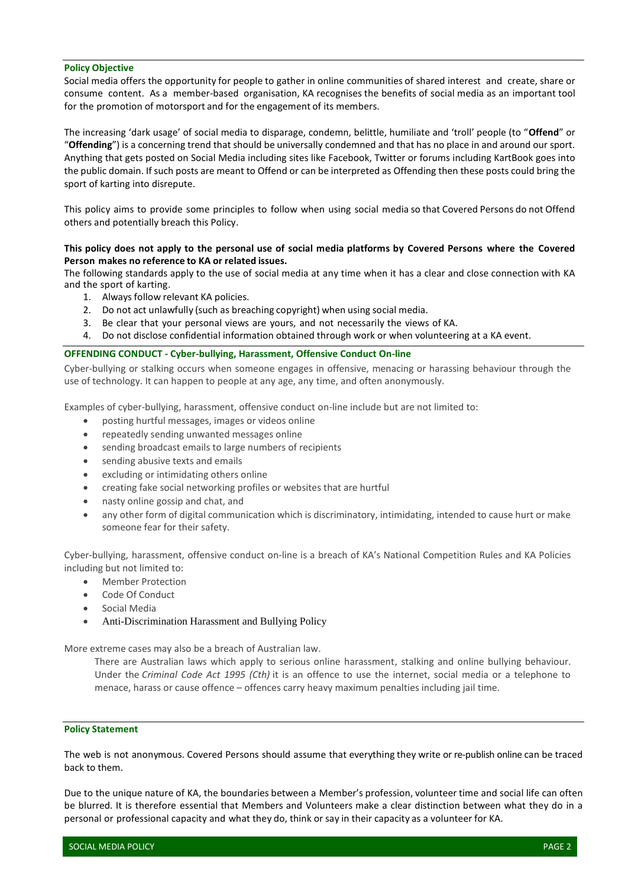## Policy Objective

Social media offers the opportunity for people to gather in online communities of shared interest and create, share or consume content. As a member-based organisation, KA recognises the benefits of social media as an important tool for the promotion of motorsport and for the engagement of its members.

The increasing 'dark usage' of social media to disparage, condemn, belittle, humiliate and 'troll' people (to "**Offend**" or "**Offending**") is a concerning trend that should be universally condemned and that has no place in and around our sport. Anything that gets posted on Social Media including sites like Facebook, Twitter or forums including KartBook goes into the public domain. If such posts are meant to Offend or can be interpreted as Offending then these posts could bring the sport of karting into disrepute.

This policy aims to provide some principles to follow when using social media so that Covered Persons do not Offend others and potentially breach this Policy.

**This policy does not apply to the personal use of social media platforms by Covered Persons where the Covered Person makes no reference to KA or related issues.**

The following standards apply to the use of social media at any time when it has a clear and close connection with KA and the sport of karting.

1. Always follow relevant KA policies.
2. Do not act unlawfully (such as breaching copyright) when using social media.
3. Be clear that your personal views are yours, and not necessarily the views of KA.
4. Do not disclose confidential information obtained through work or when volunteering at a KA event.

## OFFENDING CONDUCT - Cyber-bullying, Harassment, Offensive Conduct On-line

Cyber-bullying or stalking occurs when someone engages in offensive, menacing or harassing behaviour through the use of technology. It can happen to people at any age, any time, and often anonymously.

Examples of cyber-bullying, harassment, offensive conduct on-line include but are not limited to:

- posting hurtful messages, images or videos online
- repeatedly sending unwanted messages online
- sending broadcast emails to large numbers of recipients
- sending abusive texts and emails
- excluding or intimidating others online
- creating fake social networking profiles or websites that are hurtful
- nasty online gossip and chat, and
- any other form of digital communication which is discriminatory, intimidating, intended to cause hurt or make someone fear for their safety.

Cyber-bullying, harassment, offensive conduct on-line is a breach of KA's National Competition Rules and KA Policies including but not limited to:

- Member Protection
- Code Of Conduct
- Social Media
- Anti-Discrimination Harassment and Bullying Policy

More extreme cases may also be a breach of Australian law.

> There are Australian laws which apply to serious online harassment, stalking and online bullying behaviour. Under the *Criminal Code Act 1995 (Cth)* it is an offence to use the internet, social media or a telephone to menace, harass or cause offence – offences carry heavy maximum penalties including jail time.

## Policy Statement

The web is not anonymous. Covered Persons should assume that everything they write or re-publish online can be traced back to them.

Due to the unique nature of KA, the boundaries between a Member's profession, volunteer time and social life can often be blurred. It is therefore essential that Members and Volunteers make a clear distinction between what they do in a personal or professional capacity and what they do, think or say in their capacity as a volunteer for KA.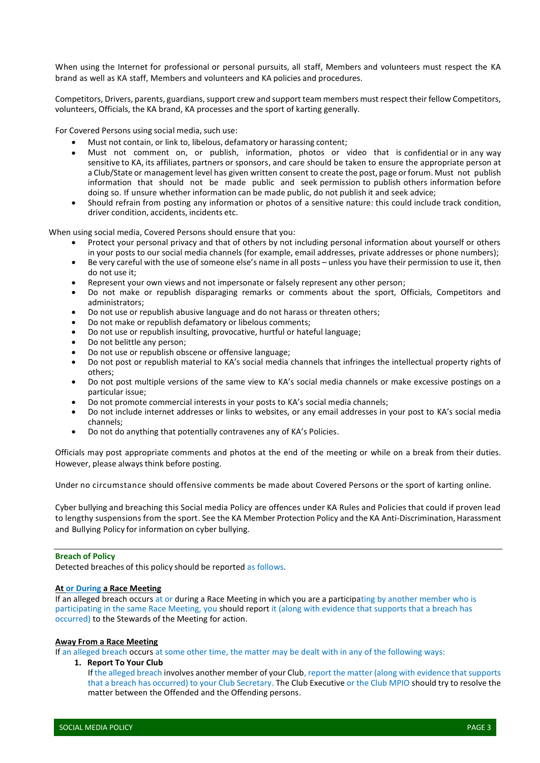When using the Internet for professional or personal pursuits, all staff, Members and volunteers must respect the KA brand as well as KA staff, Members and volunteers and KA policies and procedures.

Competitors, Drivers, parents, guardians, support crew and support team members must respect their fellow Competitors, volunteers, Officials, the KA brand, KA processes and the sport of karting generally.

For Covered Persons using social media, such use:

- Must not contain, or link to, libelous, defamatory or harassing content;
- Must not comment on, or publish, information, photos or video that is confidential or in any way sensitive to KA, its affiliates, partners or sponsors, and care should be taken to ensure the appropriate person at a Club/State or management level has given written consent to create the post, page or forum. Must not publish information that should not be made public and seek permission to publish others information before doing so. If unsure whether information can be made public, do not publish it and seek advice;
- Should refrain from posting any information or photos of a sensitive nature: this could include track condition, driver condition, accidents, incidents etc.

When using social media, Covered Persons should ensure that you:

- Protect your personal privacy and that of others by not including personal information about yourself or others in your posts to our social media channels (for example, email addresses, private addresses or phone numbers);
- Be very careful with the use of someone else's name in all posts – unless you have their permission to use it, then do not use it;
- Represent your own views and not impersonate or falsely represent any other person;
- Do not make or republish disparaging remarks or comments about the sport, Officials, Competitors and administrators;
- Do not use or republish abusive language and do not harass or threaten others;
- Do not make or republish defamatory or libelous comments;
- Do not use or republish insulting, provocative, hurtful or hateful language;
- Do not belittle any person;
- Do not use or republish obscene or offensive language;
- Do not post or republish material to KA's social media channels that infringes the intellectual property rights of others;
- Do not post multiple versions of the same view to KA's social media channels or make excessive postings on a particular issue;
- Do not promote commercial interests in your posts to KA's social media channels;
- Do not include internet addresses or links to websites, or any email addresses in your post to KA's social media channels;
- Do not do anything that potentially contravenes any of KA's Policies.

Officials may post appropriate comments and photos at the end of the meeting or while on a break from their duties. However, please always think before posting.

Under no circumstance should offensive comments be made about Covered Persons or the sport of karting online.

Cyber bullying and breaching this Social media Policy are offences under KA Rules and Policies that could if proven lead to lengthy suspensions from the sport. See the KA Member Protection Policy and the KA Anti-Discrimination, Harassment and Bullying Policy for information on cyber bullying.

## Breach of Policy

Detected breaches of this policy should be reported as follows.

### At or During a Race Meeting

If an alleged breach occurs at or during a Race Meeting in which you are a participating by another member who is participating in the same Race Meeting, you should report it (along with evidence that supports that a breach has occurred) to the Stewards of the Meeting for action.

### Away From a Race Meeting

If an alleged breach occurs at some other time, the matter may be dealt with in any of the following ways:

1. **Report To Your Club**

   If the alleged breach involves another member of your Club, report the matter (along with evidence that supports that a breach has occurred) to your Club Secretary. The Club Executive or the Club MPIO should try to resolve the matter between the Offended and the Offending persons.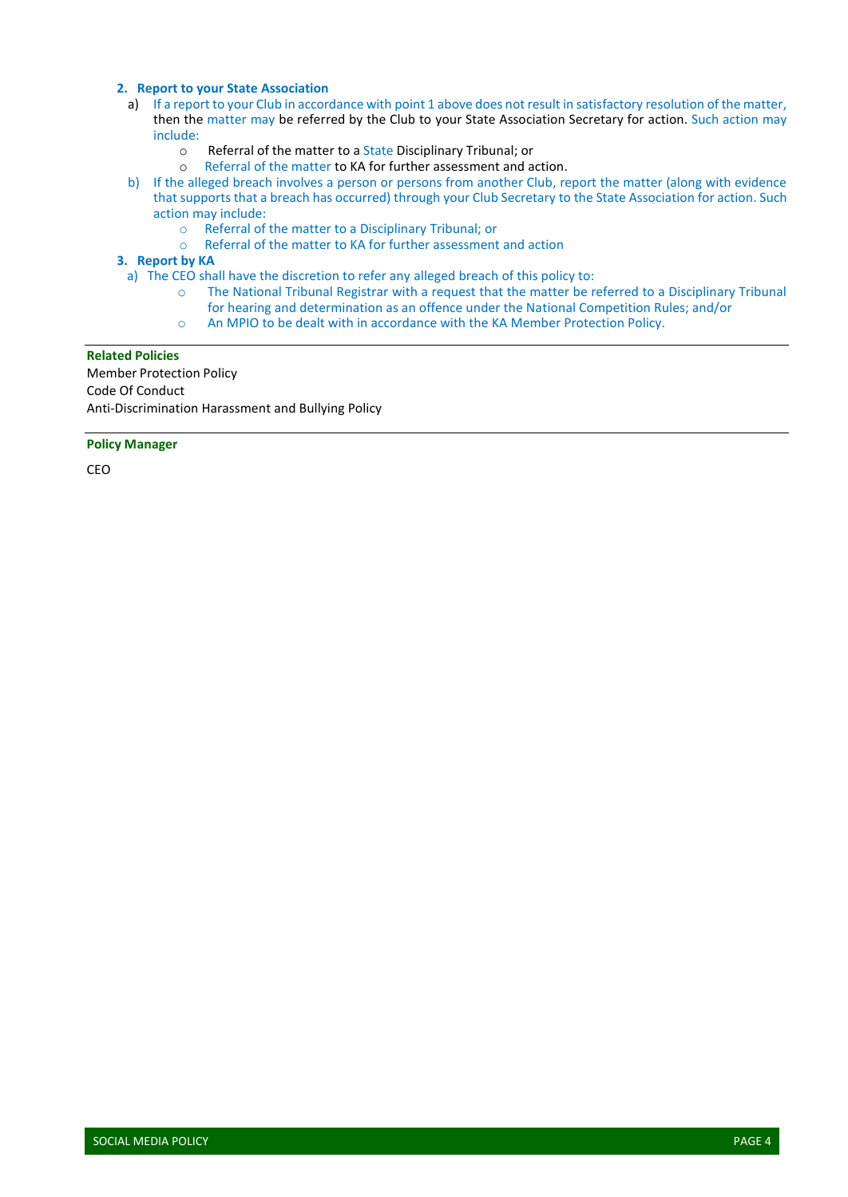2. **Report to your State Association**
   a) If a report to your Club in accordance with point 1 above does not result in satisfactory resolution of the matter, then the matter may be referred by the Club to your State Association Secretary for action. Such action may include:
      - Referral of the matter to a State Disciplinary Tribunal; or
      - Referral of the matter to KA for further assessment and action.

   b) If the alleged breach involves a person or persons from another Club, report the matter (along with evidence that supports that a breach has occurred) through your Club Secretary to the State Association for action. Such action may include:
      - Referral of the matter to a Disciplinary Tribunal; or
      - Referral of the matter to KA for further assessment and action

3. **Report by KA**
   a) The CEO shall have the discretion to refer any alleged breach of this policy to:
      - The National Tribunal Registrar with a request that the matter be referred to a Disciplinary Tribunal for hearing and determination as an offence under the National Competition Rules; and/or
      - An MPIO to be dealt with in accordance with the KA Member Protection Policy.

---

**Related Policies**

Member Protection Policy
Code Of Conduct
Anti-Discrimination Harassment and Bullying Policy

---

**Policy Manager**

CEO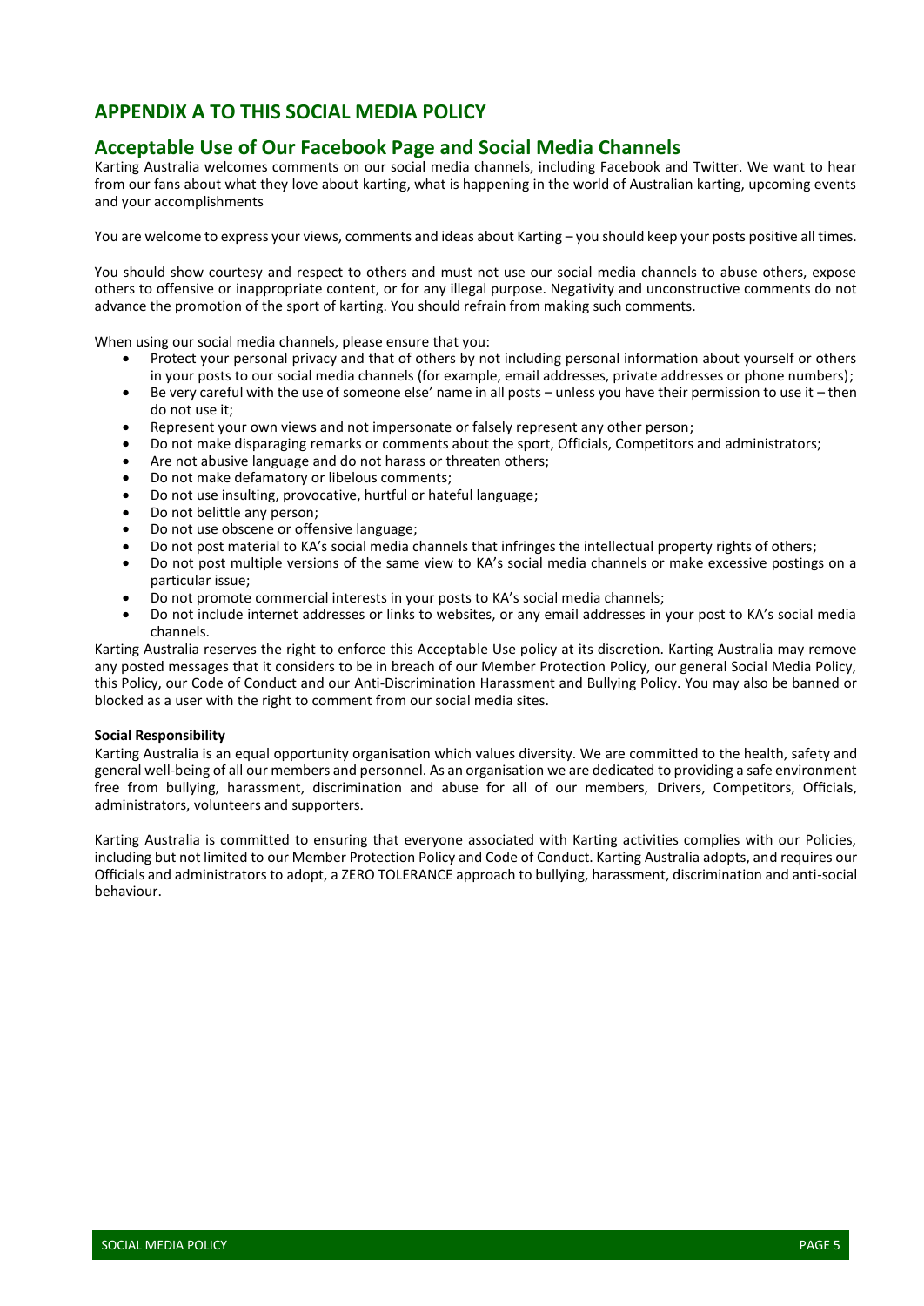## APPENDIX A TO THIS SOCIAL MEDIA POLICY

## Acceptable Use of Our Facebook Page and Social Media Channels

Karting Australia welcomes comments on our social media channels, including Facebook and Twitter. We want to hear from our fans about what they love about karting, what is happening in the world of Australian karting, upcoming events and your accomplishments

You are welcome to express your views, comments and ideas about Karting – you should keep your posts positive all times.

You should show courtesy and respect to others and must not use our social media channels to abuse others, expose others to offensive or inappropriate content, or for any illegal purpose. Negativity and unconstructive comments do not advance the promotion of the sport of karting. You should refrain from making such comments.

When using our social media channels, please ensure that you:

- Protect your personal privacy and that of others by not including personal information about yourself or others in your posts to our social media channels (for example, email addresses, private addresses or phone numbers);
- Be very careful with the use of someone else' name in all posts – unless you have their permission to use it – then do not use it;
- Represent your own views and not impersonate or falsely represent any other person;
- Do not make disparaging remarks or comments about the sport, Officials, Competitors and administrators;
- Are not abusive language and do not harass or threaten others;
- Do not make defamatory or libelous comments;
- Do not use insulting, provocative, hurtful or hateful language;
- Do not belittle any person;
- Do not use obscene or offensive language;
- Do not post material to KA's social media channels that infringes the intellectual property rights of others;
- Do not post multiple versions of the same view to KA's social media channels or make excessive postings on a particular issue;
- Do not promote commercial interests in your posts to KA's social media channels;
- Do not include internet addresses or links to websites, or any email addresses in your post to KA's social media channels.

Karting Australia reserves the right to enforce this Acceptable Use policy at its discretion. Karting Australia may remove any posted messages that it considers to be in breach of our Member Protection Policy, our general Social Media Policy, this Policy, our Code of Conduct and our Anti-Discrimination Harassment and Bullying Policy. You may also be banned or blocked as a user with the right to comment from our social media sites.

**Social Responsibility**

Karting Australia is an equal opportunity organisation which values diversity. We are committed to the health, safety and general well-being of all our members and personnel. As an organisation we are dedicated to providing a safe environment free from bullying, harassment, discrimination and abuse for all of our members, Drivers, Competitors, Officials, administrators, volunteers and supporters.

Karting Australia is committed to ensuring that everyone associated with Karting activities complies with our Policies, including but not limited to our Member Protection Policy and Code of Conduct. Karting Australia adopts, and requires our Officials and administrators to adopt, a ZERO TOLERANCE approach to bullying, harassment, discrimination and anti-social behaviour.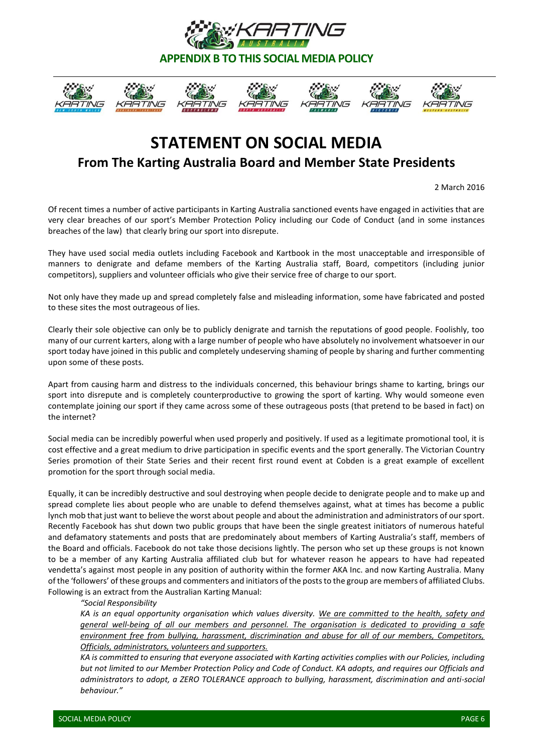## APPENDIX B TO THIS SOCIAL MEDIA POLICY

# STATEMENT ON SOCIAL MEDIA

## From The Karting Australia Board and Member State Presidents

2 March 2016

Of recent times a number of active participants in Karting Australia sanctioned events have engaged in activities that are very clear breaches of our sport's Member Protection Policy including our Code of Conduct (and in some instances breaches of the law) that clearly bring our sport into disrepute.

They have used social media outlets including Facebook and Kartbook in the most unacceptable and irresponsible of manners to denigrate and defame members of the Karting Australia staff, Board, competitors (including junior competitors), suppliers and volunteer officials who give their service free of charge to our sport.

Not only have they made up and spread completely false and misleading information, some have fabricated and posted to these sites the most outrageous of lies.

Clearly their sole objective can only be to publicly denigrate and tarnish the reputations of good people. Foolishly, too many of our current karters, along with a large number of people who have absolutely no involvement whatsoever in our sport today have joined in this public and completely undeserving shaming of people by sharing and further commenting upon some of these posts.

Apart from causing harm and distress to the individuals concerned, this behaviour brings shame to karting, brings our sport into disrepute and is completely counterproductive to growing the sport of karting. Why would someone even contemplate joining our sport if they came across some of these outrageous posts (that pretend to be based in fact) on the internet?

Social media can be incredibly powerful when used properly and positively. If used as a legitimate promotional tool, it is cost effective and a great medium to drive participation in specific events and the sport generally. The Victorian Country Series promotion of their State Series and their recent first round event at Cobden is a great example of excellent promotion for the sport through social media.

Equally, it can be incredibly destructive and soul destroying when people decide to denigrate people and to make up and spread complete lies about people who are unable to defend themselves against, what at times has become a public lynch mob that just want to believe the worst about people and about the administration and administrators of our sport. Recently Facebook has shut down two public groups that have been the single greatest initiators of numerous hateful and defamatory statements and posts that are predominately about members of Karting Australia's staff, members of the Board and officials. Facebook do not take those decisions lightly. The person who set up these groups is not known to be a member of any Karting Australia affiliated club but for whatever reason he appears to have had repeated vendetta's against most people in any position of authority within the former AKA Inc. and now Karting Australia. Many of the 'followers' of these groups and commenters and initiators of the posts to the group are members of affiliated Clubs. Following is an extract from the Australian Karting Manual:

> *"Social Responsibility*
>
> *KA is an equal opportunity organisation which values diversity. <u>We are committed to the health, safety and general well-being of all our members and personnel. The organisation is dedicated to providing a safe environment free from bullying, harassment, discrimination and abuse for all of our members, Competitors, Officials, administrators, volunteers and supporters.</u>*
>
> *KA is committed to ensuring that everyone associated with Karting activities complies with our Policies, including but not limited to our Member Protection Policy and Code of Conduct. KA adopts, and requires our Officials and administrators to adopt, a ZERO TOLERANCE approach to bullying, harassment, discrimination and anti-social behaviour."*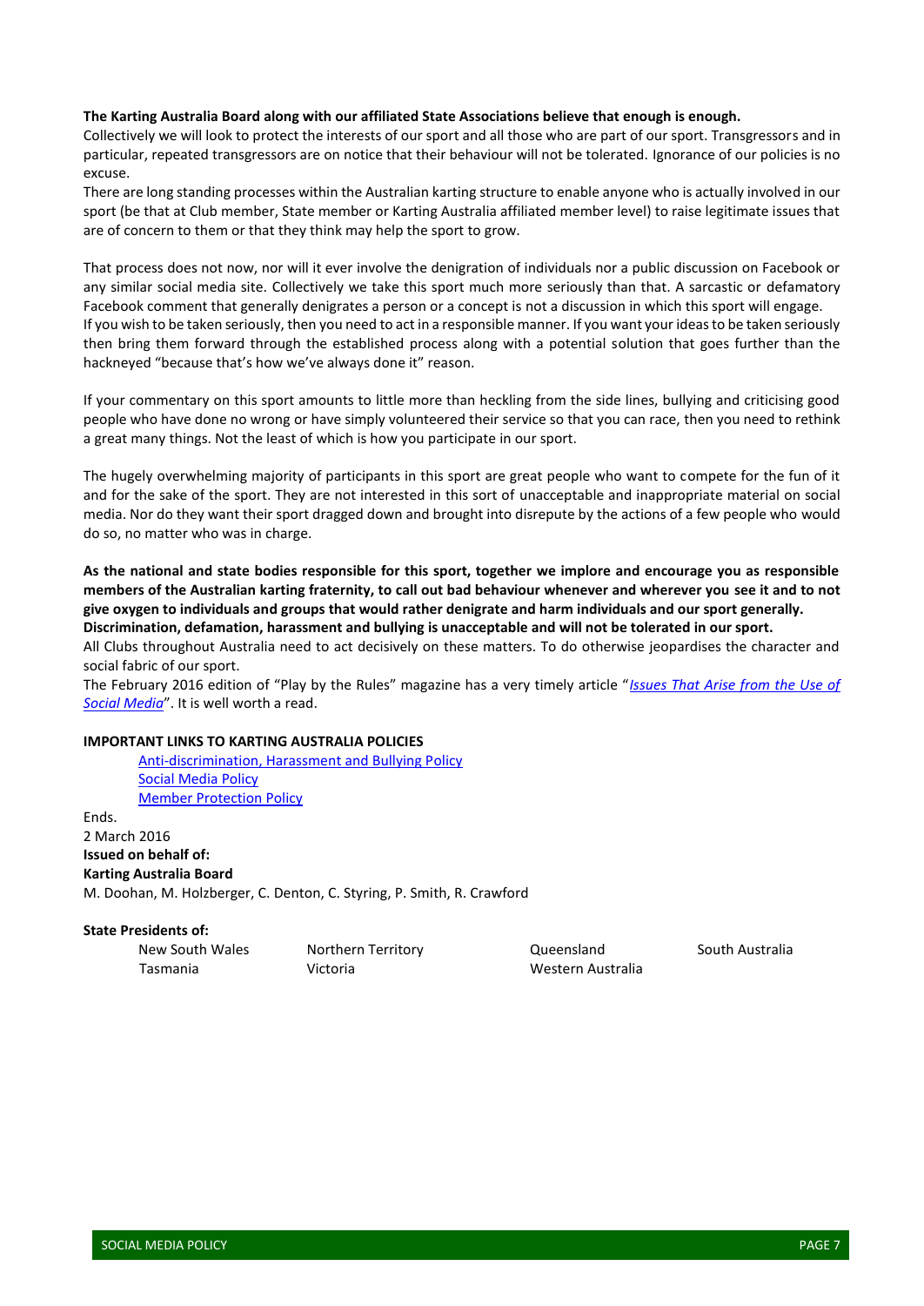**The Karting Australia Board along with our affiliated State Associations believe that enough is enough.**

Collectively we will look to protect the interests of our sport and all those who are part of our sport. Transgressors and in particular, repeated transgressors are on notice that their behaviour will not be tolerated. Ignorance of our policies is no excuse.

There are long standing processes within the Australian karting structure to enable anyone who is actually involved in our sport (be that at Club member, State member or Karting Australia affiliated member level) to raise legitimate issues that are of concern to them or that they think may help the sport to grow.

That process does not now, nor will it ever involve the denigration of individuals nor a public discussion on Facebook or any similar social media site. Collectively we take this sport much more seriously than that. A sarcastic or defamatory Facebook comment that generally denigrates a person or a concept is not a discussion in which this sport will engage.

If you wish to be taken seriously, then you need to act in a responsible manner. If you want your ideas to be taken seriously then bring them forward through the established process along with a potential solution that goes further than the hackneyed "because that's how we've always done it" reason.

If your commentary on this sport amounts to little more than heckling from the side lines, bullying and criticising good people who have done no wrong or have simply volunteered their service so that you can race, then you need to rethink a great many things. Not the least of which is how you participate in our sport.

The hugely overwhelming majority of participants in this sport are great people who want to compete for the fun of it and for the sake of the sport. They are not interested in this sort of unacceptable and inappropriate material on social media. Nor do they want their sport dragged down and brought into disrepute by the actions of a few people who would do so, no matter who was in charge.

**As the national and state bodies responsible for this sport, together we implore and encourage you as responsible members of the Australian karting fraternity, to call out bad behaviour whenever and wherever you see it and to not give oxygen to individuals and groups that would rather denigrate and harm individuals and our sport generally.**

**Discrimination, defamation, harassment and bullying is unacceptable and will not be tolerated in our sport.**

All Clubs throughout Australia need to act decisively on these matters. To do otherwise jeopardises the character and social fabric of our sport.

The February 2016 edition of "Play by the Rules" magazine has a very timely article "*Issues That Arise from the Use of Social Media*". It is well worth a read.

**IMPORTANT LINKS TO KARTING AUSTRALIA POLICIES**

- Anti-discrimination, Harassment and Bullying Policy
- Social Media Policy
- Member Protection Policy

Ends.

2 March 2016

**Issued on behalf of:**

**Karting Australia Board**

M. Doohan, M. Holzberger, C. Denton, C. Styring, P. Smith, R. Crawford

**State Presidents of:**

New South Wales, Northern Territory, Queensland, South Australia, Tasmania, Victoria, Western Australia